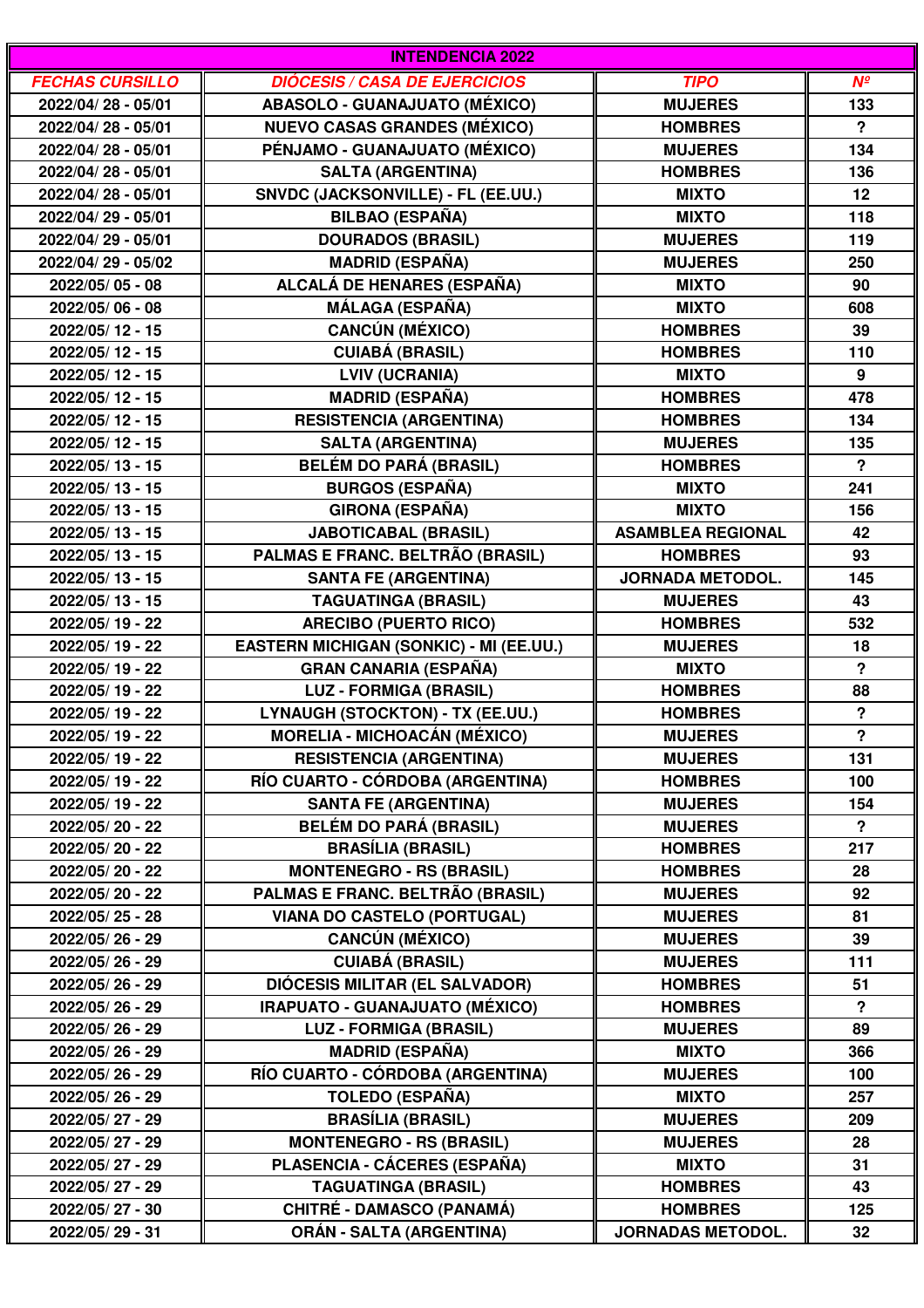| INTENDENCIA 2022 | | | |
|---|---|---|---|
| ***FECHAS CURSILLO*** | ***DIÓCESIS / CASA DE EJERCICIOS*** | ***TIPO*** | ***Nº*** |
| 2022/04/ 28 - 05/01 | ABASOLO - GUANAJUATO (MÉXICO) | MUJERES | 133 |
| 2022/04/ 28 - 05/01 | NUEVO CASAS GRANDES (MÉXICO) | HOMBRES | ? |
| 2022/04/ 28 - 05/01 | PÉNJAMO - GUANAJUATO (MÉXICO) | MUJERES | 134 |
| 2022/04/ 28 - 05/01 | SALTA (ARGENTINA) | HOMBRES | 136 |
| 2022/04/ 28 - 05/01 | SNVDC (JACKSONVILLE) - FL (EE.UU.) | MIXTO | 12 |
| 2022/04/ 29 - 05/01 | BILBAO (ESPAÑA) | MIXTO | 118 |
| 2022/04/ 29 - 05/01 | DOURADOS (BRASIL) | MUJERES | 119 |
| 2022/04/ 29 - 05/02 | MADRID (ESPAÑA) | MUJERES | 250 |
| 2022/05/ 05 - 08 | ALCALÁ DE HENARES (ESPAÑA) | MIXTO | 90 |
| 2022/05/ 06 - 08 | MÁLAGA (ESPAÑA) | MIXTO | 608 |
| 2022/05/ 12 - 15 | CANCÚN (MÉXICO) | HOMBRES | 39 |
| 2022/05/ 12 - 15 | CUIABÁ (BRASIL) | HOMBRES | 110 |
| 2022/05/ 12 - 15 | LVIV (UCRANIA) | MIXTO | 9 |
| 2022/05/ 12 - 15 | MADRID (ESPAÑA) | HOMBRES | 478 |
| 2022/05/ 12 - 15 | RESISTENCIA (ARGENTINA) | HOMBRES | 134 |
| 2022/05/ 12 - 15 | SALTA (ARGENTINA) | MUJERES | 135 |
| 2022/05/ 13 - 15 | BELÉM DO PARÁ (BRASIL) | HOMBRES | ? |
| 2022/05/ 13 - 15 | BURGOS (ESPAÑA) | MIXTO | 241 |
| 2022/05/ 13 - 15 | GIRONA (ESPAÑA) | MIXTO | 156 |
| 2022/05/ 13 - 15 | JABOTICABAL (BRASIL) | ASAMBLEA REGIONAL | 42 |
| 2022/05/ 13 - 15 | PALMAS E FRANC. BELTRÃO (BRASIL) | HOMBRES | 93 |
| 2022/05/ 13 - 15 | SANTA FE (ARGENTINA) | JORNADA METODOL. | 145 |
| 2022/05/ 13 - 15 | TAGUATINGA (BRASIL) | MUJERES | 43 |
| 2022/05/ 19 - 22 | ARECIBO (PUERTO RICO) | HOMBRES | 532 |
| 2022/05/ 19 - 22 | EASTERN MICHIGAN (SONKIC) - MI (EE.UU.) | MUJERES | 18 |
| 2022/05/ 19 - 22 | GRAN CANARIA (ESPAÑA) | MIXTO | ? |
| 2022/05/ 19 - 22 | LUZ - FORMIGA (BRASIL) | HOMBRES | 88 |
| 2022/05/ 19 - 22 | LYNAUGH (STOCKTON) - TX (EE.UU.) | HOMBRES | ? |
| 2022/05/ 19 - 22 | MORELIA - MICHOACÁN (MÉXICO) | MUJERES | ? |
| 2022/05/ 19 - 22 | RESISTENCIA (ARGENTINA) | MUJERES | 131 |
| 2022/05/ 19 - 22 | RÍO CUARTO - CÓRDOBA (ARGENTINA) | HOMBRES | 100 |
| 2022/05/ 19 - 22 | SANTA FE (ARGENTINA) | MUJERES | 154 |
| 2022/05/ 20 - 22 | BELÉM DO PARÁ (BRASIL) | MUJERES | ? |
| 2022/05/ 20 - 22 | BRASÍLIA (BRASIL) | HOMBRES | 217 |
| 2022/05/ 20 - 22 | MONTENEGRO - RS (BRASIL) | HOMBRES | 28 |
| 2022/05/ 20 - 22 | PALMAS E FRANC. BELTRÃO (BRASIL) | MUJERES | 92 |
| 2022/05/ 25 - 28 | VIANA DO CASTELO (PORTUGAL) | MUJERES | 81 |
| 2022/05/ 26 - 29 | CANCÚN (MÉXICO) | MUJERES | 39 |
| 2022/05/ 26 - 29 | CUIABÁ (BRASIL) | MUJERES | 111 |
| 2022/05/ 26 - 29 | DIÓCESIS MILITAR (EL SALVADOR) | HOMBRES | 51 |
| 2022/05/ 26 - 29 | IRAPUATO - GUANAJUATO (MÉXICO) | HOMBRES | ? |
| 2022/05/ 26 - 29 | LUZ - FORMIGA (BRASIL) | MUJERES | 89 |
| 2022/05/ 26 - 29 | MADRID (ESPAÑA) | MIXTO | 366 |
| 2022/05/ 26 - 29 | RÍO CUARTO - CÓRDOBA (ARGENTINA) | MUJERES | 100 |
| 2022/05/ 26 - 29 | TOLEDO (ESPAÑA) | MIXTO | 257 |
| 2022/05/ 27 - 29 | BRASÍLIA (BRASIL) | MUJERES | 209 |
| 2022/05/ 27 - 29 | MONTENEGRO - RS (BRASIL) | MUJERES | 28 |
| 2022/05/ 27 - 29 | PLASENCIA - CÁCERES (ESPAÑA) | MIXTO | 31 |
| 2022/05/ 27 - 29 | TAGUATINGA (BRASIL) | HOMBRES | 43 |
| 2022/05/ 27 - 30 | CHITRÉ - DAMASCO (PANAMÁ) | HOMBRES | 125 |
| 2022/05/ 29 - 31 | ORÁN - SALTA (ARGENTINA) | JORNADAS METODOL. | 32 |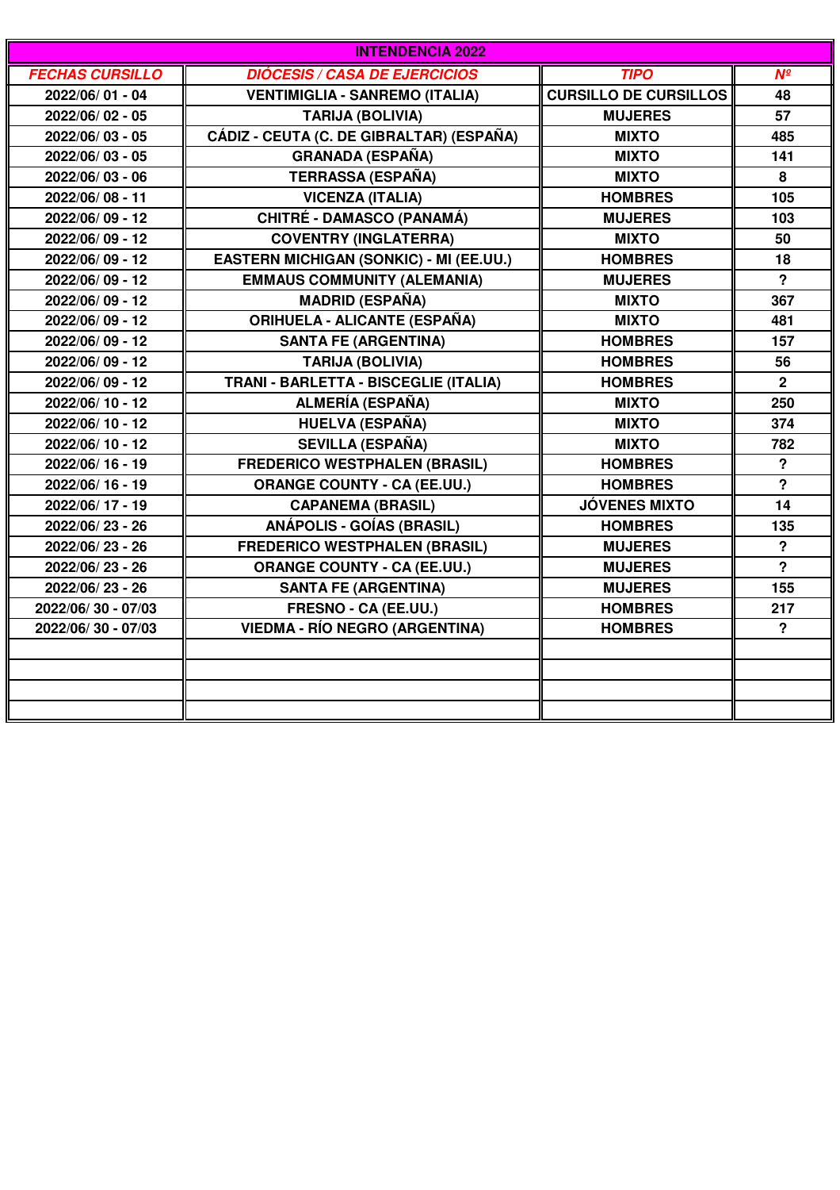| INTENDENCIA 2022 | | | |
|---|---|---|---|
| *FECHAS CURSILLO* | *DIÓCESIS / CASA DE EJERCICIOS* | *TIPO* | *Nº* |
| 2022/06/ 01 - 04 | VENTIMIGLIA - SANREMO (ITALIA) | CURSILLO DE CURSILLOS | 48 |
| 2022/06/ 02 - 05 | TARIJA (BOLIVIA) | MUJERES | 57 |
| 2022/06/ 03 - 05 | CÁDIZ - CEUTA (C. DE GIBRALTAR) (ESPAÑA) | MIXTO | 485 |
| 2022/06/ 03 - 05 | GRANADA (ESPAÑA) | MIXTO | 141 |
| 2022/06/ 03 - 06 | TERRASSA (ESPAÑA) | MIXTO | 8 |
| 2022/06/ 08 - 11 | VICENZA (ITALIA) | HOMBRES | 105 |
| 2022/06/ 09 - 12 | CHITRÉ - DAMASCO (PANAMÁ) | MUJERES | 103 |
| 2022/06/ 09 - 12 | COVENTRY (INGLATERRA) | MIXTO | 50 |
| 2022/06/ 09 - 12 | EASTERN MICHIGAN (SONKIC) - MI (EE.UU.) | HOMBRES | 18 |
| 2022/06/ 09 - 12 | EMMAUS COMMUNITY (ALEMANIA) | MUJERES | ? |
| 2022/06/ 09 - 12 | MADRID (ESPAÑA) | MIXTO | 367 |
| 2022/06/ 09 - 12 | ORIHUELA - ALICANTE (ESPAÑA) | MIXTO | 481 |
| 2022/06/ 09 - 12 | SANTA FE (ARGENTINA) | HOMBRES | 157 |
| 2022/06/ 09 - 12 | TARIJA (BOLIVIA) | HOMBRES | 56 |
| 2022/06/ 09 - 12 | TRANI - BARLETTA - BISCEGLIE (ITALIA) | HOMBRES | 2 |
| 2022/06/ 10 - 12 | ALMERÍA (ESPAÑA) | MIXTO | 250 |
| 2022/06/ 10 - 12 | HUELVA (ESPAÑA) | MIXTO | 374 |
| 2022/06/ 10 - 12 | SEVILLA (ESPAÑA) | MIXTO | 782 |
| 2022/06/ 16 - 19 | FREDERICO WESTPHALEN (BRASIL) | HOMBRES | ? |
| 2022/06/ 16 - 19 | ORANGE COUNTY - CA (EE.UU.) | HOMBRES | ? |
| 2022/06/ 17 - 19 | CAPANEMA (BRASIL) | JÓVENES MIXTO | 14 |
| 2022/06/ 23 - 26 | ANÁPOLIS - GOÍAS (BRASIL) | HOMBRES | 135 |
| 2022/06/ 23 - 26 | FREDERICO WESTPHALEN (BRASIL) | MUJERES | ? |
| 2022/06/ 23 - 26 | ORANGE COUNTY - CA (EE.UU.) | MUJERES | ? |
| 2022/06/ 23 - 26 | SANTA FE (ARGENTINA) | MUJERES | 155 |
| 2022/06/ 30 - 07/03 | FRESNO - CA (EE.UU.) | HOMBRES | 217 |
| 2022/06/ 30 - 07/03 | VIEDMA - RÍO NEGRO (ARGENTINA) | HOMBRES | ? |
| | | | |
| | | | |
| | | | |
| | | | |